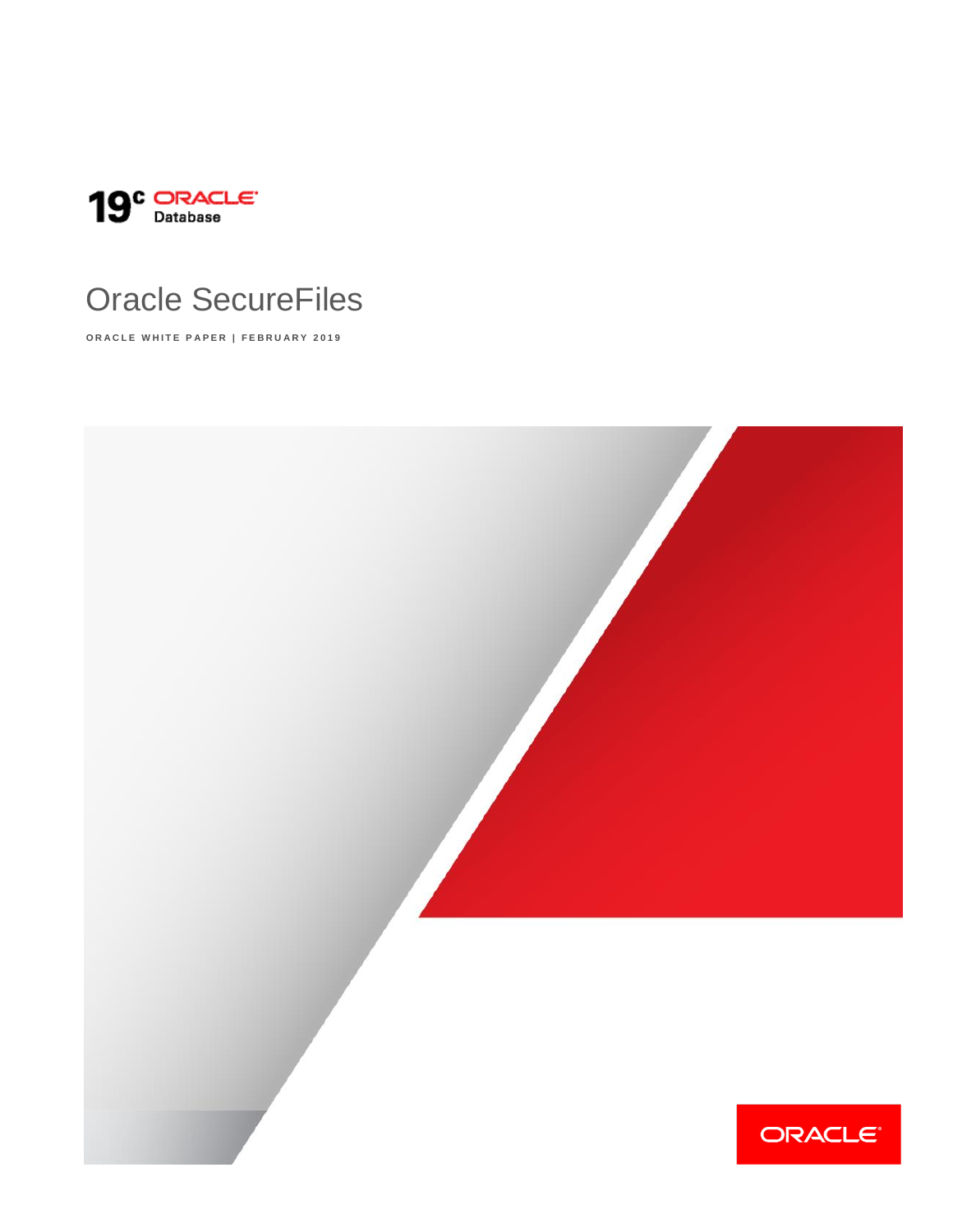19c ORACLE Database

# Oracle SecureFiles

ORACLE WHITE PAPER | FEBRUARY 2019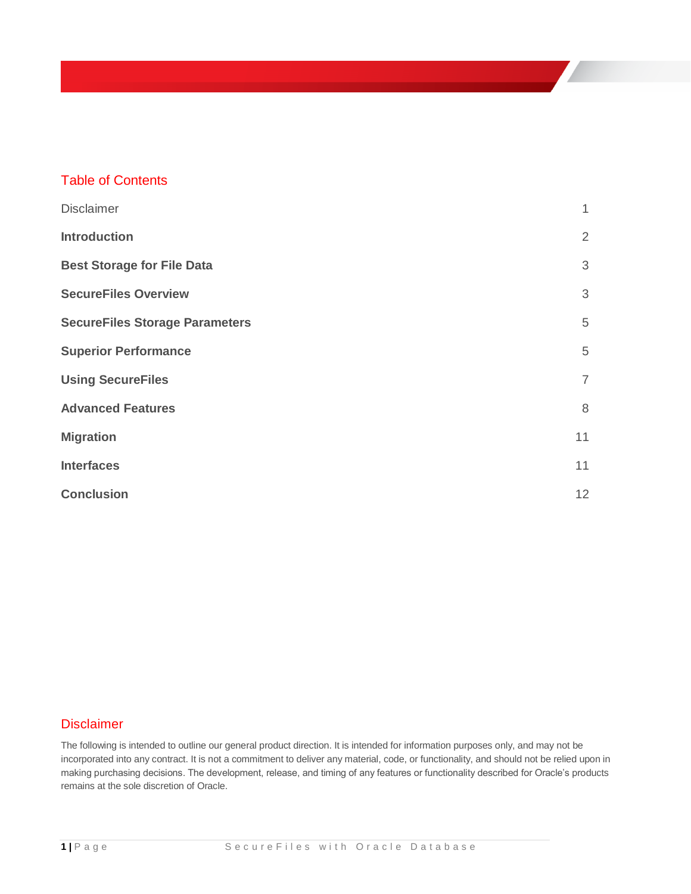## Table of Contents

| | |
|---|---|
| Disclaimer | 1 |
| **Introduction** | 2 |
| **Best Storage for File Data** | 3 |
| **SecureFiles Overview** | 3 |
| **SecureFiles Storage Parameters** | 5 |
| **Superior Performance** | 5 |
| **Using SecureFiles** | 7 |
| **Advanced Features** | 8 |
| **Migration** | 11 |
| **Interfaces** | 11 |
| **Conclusion** | 12 |

## Disclaimer

The following is intended to outline our general product direction. It is intended for information purposes only, and may not be incorporated into any contract. It is not a commitment to deliver any material, code, or functionality, and should not be relied upon in making purchasing decisions. The development, release, and timing of any features or functionality described for Oracle's products remains at the sole discretion of Oracle.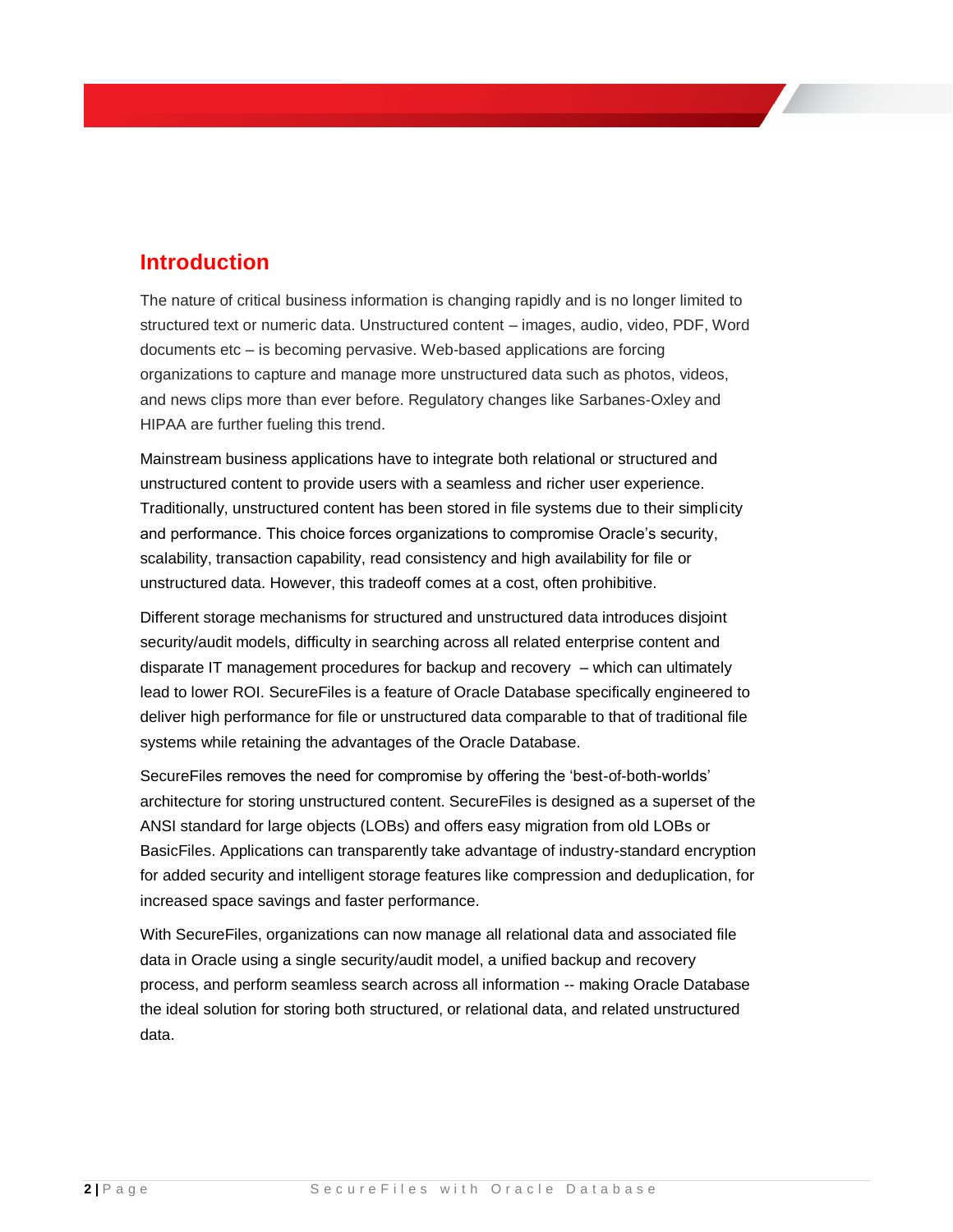## Introduction

The nature of critical business information is changing rapidly and is no longer limited to structured text or numeric data. Unstructured content – images, audio, video, PDF, Word documents etc – is becoming pervasive. Web-based applications are forcing organizations to capture and manage more unstructured data such as photos, videos, and news clips more than ever before. Regulatory changes like Sarbanes-Oxley and HIPAA are further fueling this trend.

Mainstream business applications have to integrate both relational or structured and unstructured content to provide users with a seamless and richer user experience. Traditionally, unstructured content has been stored in file systems due to their simplicity and performance. This choice forces organizations to compromise Oracle's security, scalability, transaction capability, read consistency and high availability for file or unstructured data. However, this tradeoff comes at a cost, often prohibitive.

Different storage mechanisms for structured and unstructured data introduces disjoint security/audit models, difficulty in searching across all related enterprise content and disparate IT management procedures for backup and recovery – which can ultimately lead to lower ROI. SecureFiles is a feature of Oracle Database specifically engineered to deliver high performance for file or unstructured data comparable to that of traditional file systems while retaining the advantages of the Oracle Database.

SecureFiles removes the need for compromise by offering the 'best-of-both-worlds' architecture for storing unstructured content. SecureFiles is designed as a superset of the ANSI standard for large objects (LOBs) and offers easy migration from old LOBs or BasicFiles. Applications can transparently take advantage of industry-standard encryption for added security and intelligent storage features like compression and deduplication, for increased space savings and faster performance.

With SecureFiles, organizations can now manage all relational data and associated file data in Oracle using a single security/audit model, a unified backup and recovery process, and perform seamless search across all information -- making Oracle Database the ideal solution for storing both structured, or relational data, and related unstructured data.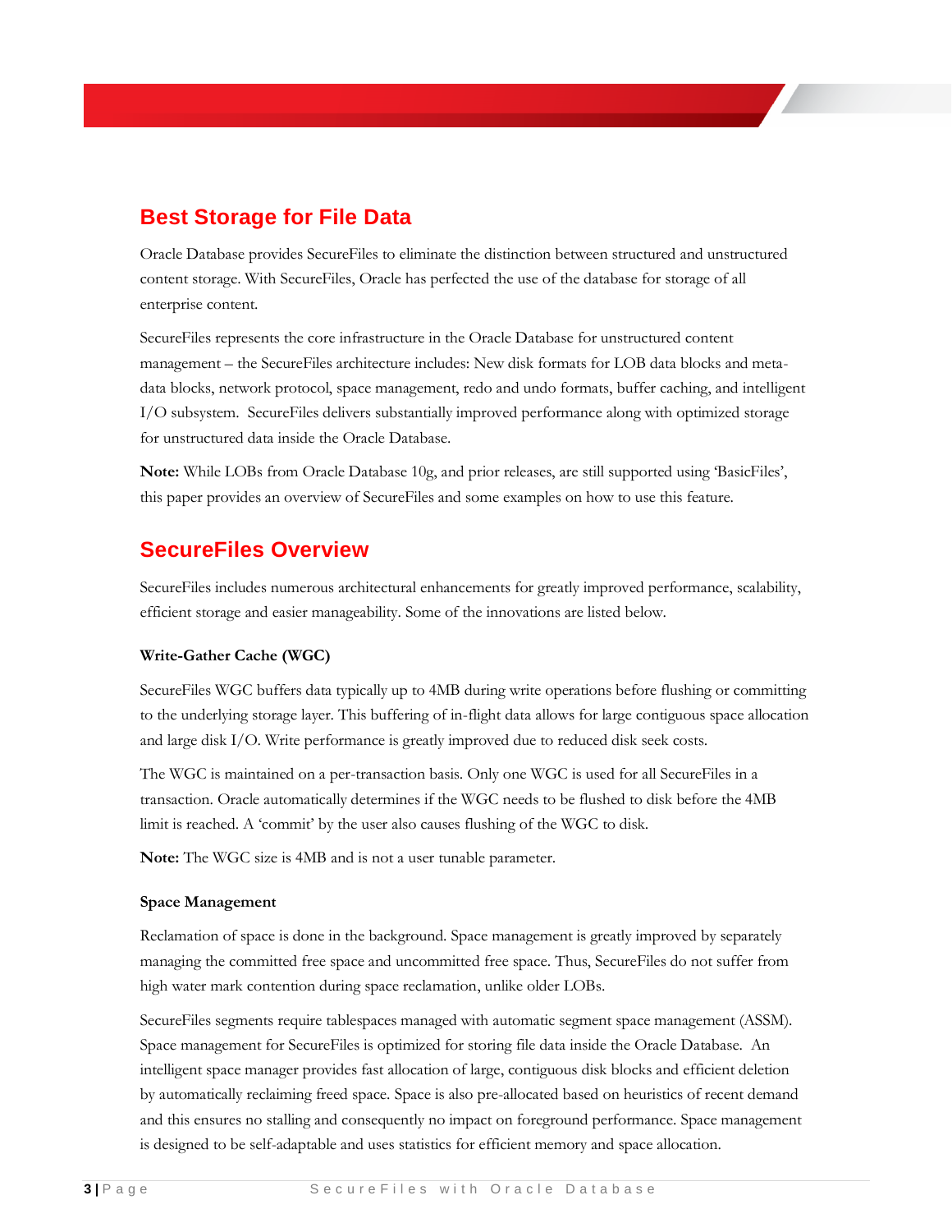## Best Storage for File Data

Oracle Database provides SecureFiles to eliminate the distinction between structured and unstructured content storage. With SecureFiles, Oracle has perfected the use of the database for storage of all enterprise content.

SecureFiles represents the core infrastructure in the Oracle Database for unstructured content management – the SecureFiles architecture includes: New disk formats for LOB data blocks and meta-data blocks, network protocol, space management, redo and undo formats, buffer caching, and intelligent I/O subsystem. SecureFiles delivers substantially improved performance along with optimized storage for unstructured data inside the Oracle Database.

**Note:** While LOBs from Oracle Database 10g, and prior releases, are still supported using 'BasicFiles', this paper provides an overview of SecureFiles and some examples on how to use this feature.

## SecureFiles Overview

SecureFiles includes numerous architectural enhancements for greatly improved performance, scalability, efficient storage and easier manageability. Some of the innovations are listed below.

### Write-Gather Cache (WGC)

SecureFiles WGC buffers data typically up to 4MB during write operations before flushing or committing to the underlying storage layer. This buffering of in-flight data allows for large contiguous space allocation and large disk I/O. Write performance is greatly improved due to reduced disk seek costs.

The WGC is maintained on a per-transaction basis. Only one WGC is used for all SecureFiles in a transaction. Oracle automatically determines if the WGC needs to be flushed to disk before the 4MB limit is reached. A 'commit' by the user also causes flushing of the WGC to disk.

**Note:** The WGC size is 4MB and is not a user tunable parameter.

### Space Management

Reclamation of space is done in the background. Space management is greatly improved by separately managing the committed free space and uncommitted free space. Thus, SecureFiles do not suffer from high water mark contention during space reclamation, unlike older LOBs.

SecureFiles segments require tablespaces managed with automatic segment space management (ASSM). Space management for SecureFiles is optimized for storing file data inside the Oracle Database. An intelligent space manager provides fast allocation of large, contiguous disk blocks and efficient deletion by automatically reclaiming freed space. Space is also pre-allocated based on heuristics of recent demand and this ensures no stalling and consequently no impact on foreground performance. Space management is designed to be self-adaptable and uses statistics for efficient memory and space allocation.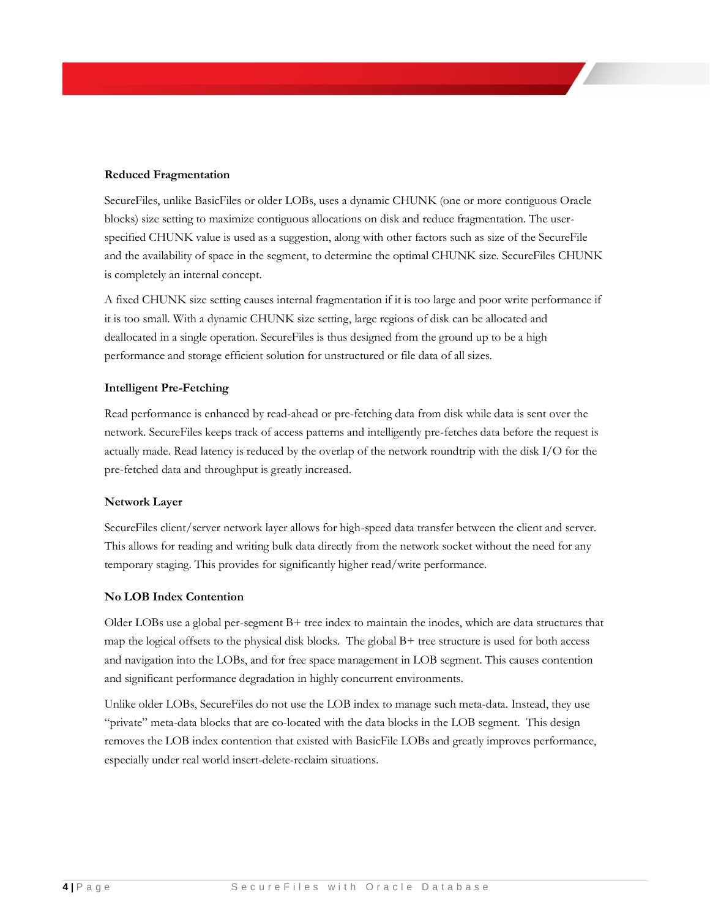### Reduced Fragmentation

SecureFiles, unlike BasicFiles or older LOBs, uses a dynamic CHUNK (one or more contiguous Oracle blocks) size setting to maximize contiguous allocations on disk and reduce fragmentation. The user-specified CHUNK value is used as a suggestion, along with other factors such as size of the SecureFile and the availability of space in the segment, to determine the optimal CHUNK size. SecureFiles CHUNK is completely an internal concept.

A fixed CHUNK size setting causes internal fragmentation if it is too large and poor write performance if it is too small. With a dynamic CHUNK size setting, large regions of disk can be allocated and deallocated in a single operation. SecureFiles is thus designed from the ground up to be a high performance and storage efficient solution for unstructured or file data of all sizes.

### Intelligent Pre-Fetching

Read performance is enhanced by read-ahead or pre-fetching data from disk while data is sent over the network. SecureFiles keeps track of access patterns and intelligently pre-fetches data before the request is actually made. Read latency is reduced by the overlap of the network roundtrip with the disk I/O for the pre-fetched data and throughput is greatly increased.

### Network Layer

SecureFiles client/server network layer allows for high-speed data transfer between the client and server. This allows for reading and writing bulk data directly from the network socket without the need for any temporary staging. This provides for significantly higher read/write performance.

### No LOB Index Contention

Older LOBs use a global per-segment B+ tree index to maintain the inodes, which are data structures that map the logical offsets to the physical disk blocks. The global B+ tree structure is used for both access and navigation into the LOBs, and for free space management in LOB segment. This causes contention and significant performance degradation in highly concurrent environments.

Unlike older LOBs, SecureFiles do not use the LOB index to manage such meta-data. Instead, they use "private" meta-data blocks that are co-located with the data blocks in the LOB segment. This design removes the LOB index contention that existed with BasicFile LOBs and greatly improves performance, especially under real world insert-delete-reclaim situations.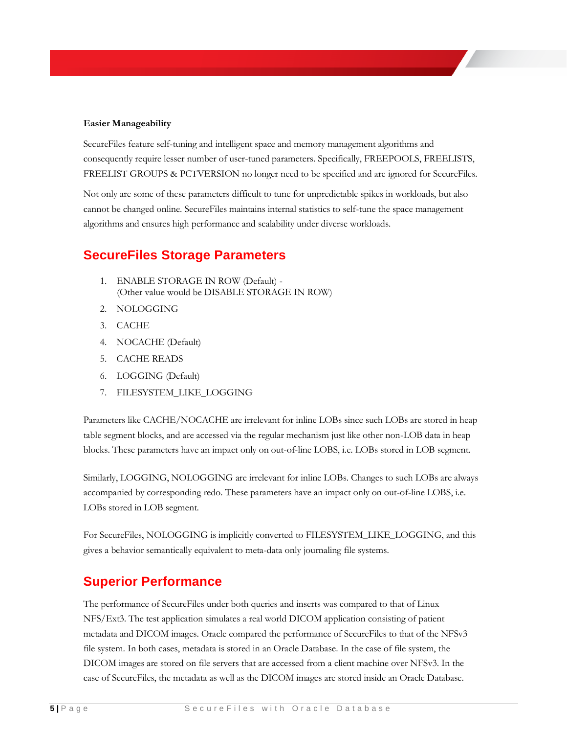**Easier Manageability**

SecureFiles feature self-tuning and intelligent space and memory management algorithms and consequently require lesser number of user-tuned parameters. Specifically, FREEPOOLS, FREELISTS, FREELIST GROUPS & PCTVERSION no longer need to be specified and are ignored for SecureFiles.

Not only are some of these parameters difficult to tune for unpredictable spikes in workloads, but also cannot be changed online. SecureFiles maintains internal statistics to self-tune the space management algorithms and ensures high performance and scalability under diverse workloads.

## SecureFiles Storage Parameters

1. ENABLE STORAGE IN ROW (Default) -
   (Other value would be DISABLE STORAGE IN ROW)
2. NOLOGGING
3. CACHE
4. NOCACHE (Default)
5. CACHE READS
6. LOGGING (Default)
7. FILESYSTEM_LIKE_LOGGING

Parameters like CACHE/NOCACHE are irrelevant for inline LOBs since such LOBs are stored in heap table segment blocks, and are accessed via the regular mechanism just like other non-LOB data in heap blocks. These parameters have an impact only on out-of-line LOBS, i.e. LOBs stored in LOB segment.

Similarly, LOGGING, NOLOGGING are irrelevant for inline LOBs. Changes to such LOBs are always accompanied by corresponding redo. These parameters have an impact only on out-of-line LOBS, i.e. LOBs stored in LOB segment.

For SecureFiles, NOLOGGING is implicitly converted to FILESYSTEM_LIKE_LOGGING, and this gives a behavior semantically equivalent to meta-data only journaling file systems.

## Superior Performance

The performance of SecureFiles under both queries and inserts was compared to that of Linux NFS/Ext3. The test application simulates a real world DICOM application consisting of patient metadata and DICOM images. Oracle compared the performance of SecureFiles to that of the NFSv3 file system. In both cases, metadata is stored in an Oracle Database. In the case of file system, the DICOM images are stored on file servers that are accessed from a client machine over NFSv3. In the case of SecureFiles, the metadata as well as the DICOM images are stored inside an Oracle Database.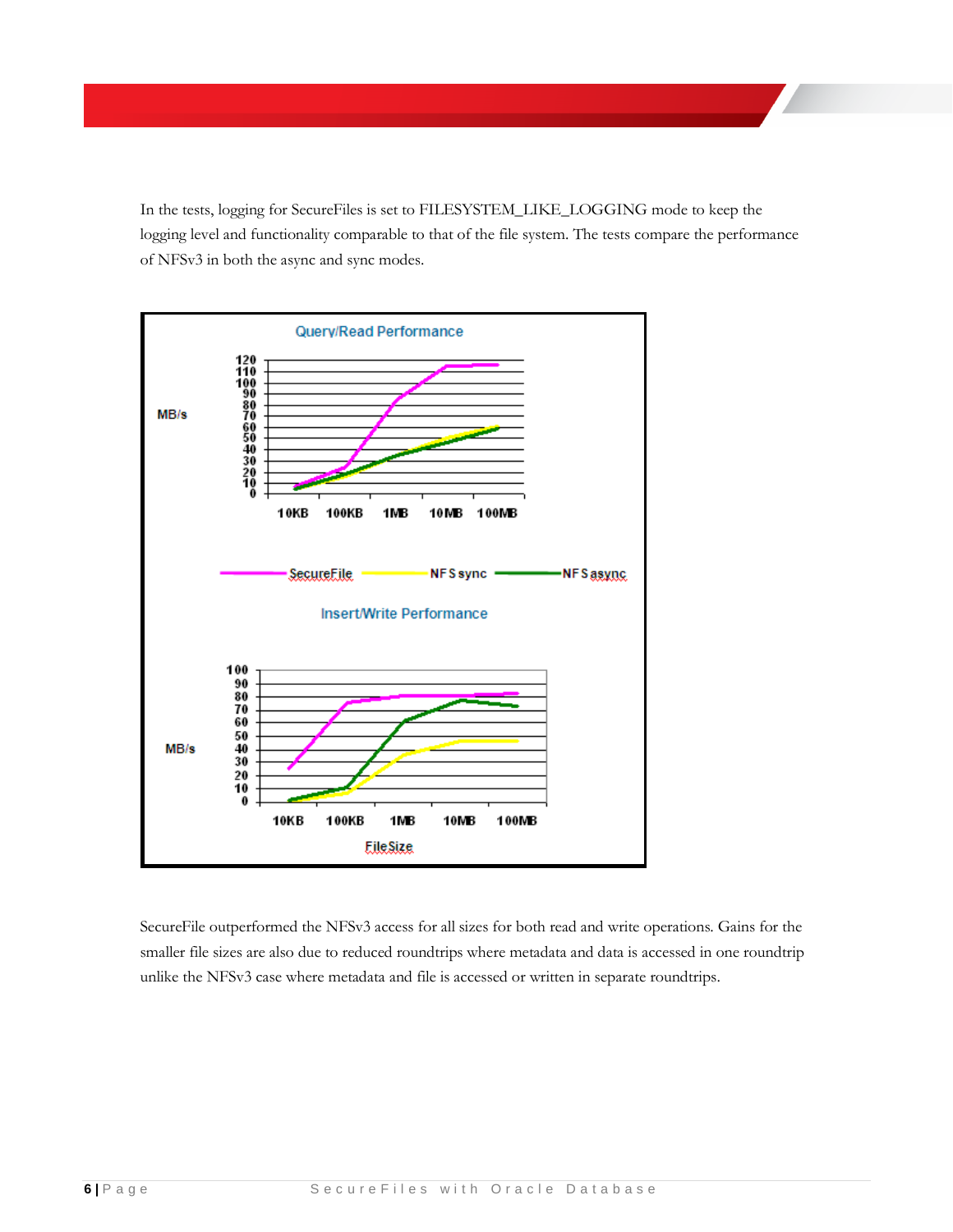In the tests, logging for SecureFiles is set to FILESYSTEM_LIKE_LOGGING mode to keep the logging level and functionality comparable to that of the file system. The tests compare the performance of NFSv3 in both the async and sync modes.

SecureFile outperformed the NFSv3 access for all sizes for both read and write operations. Gains for the smaller file sizes are also due to reduced roundtrips where metadata and data is accessed in one roundtrip unlike the NFSv3 case where metadata and file is accessed or written in separate roundtrips.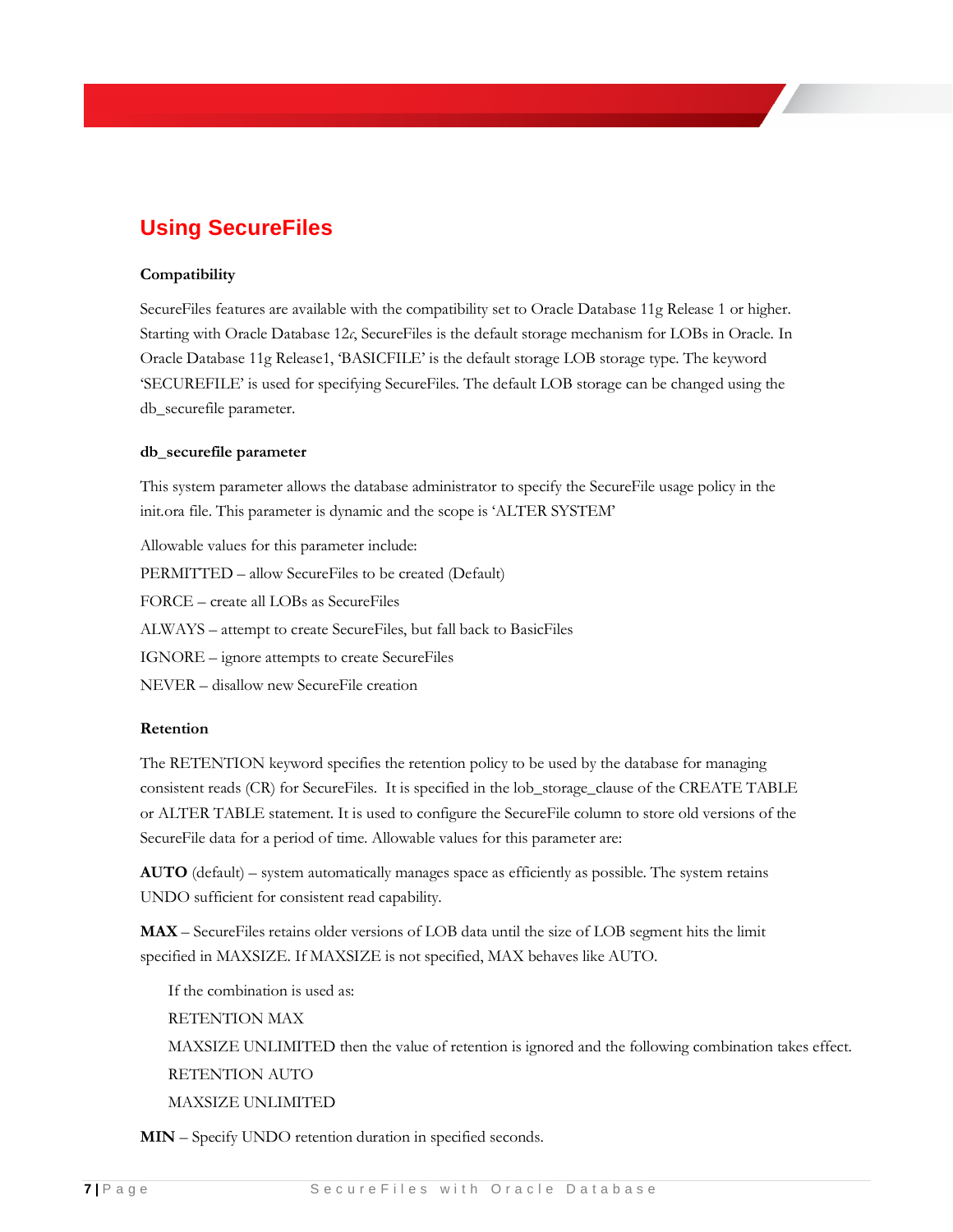## Using SecureFiles

### Compatibility

SecureFiles features are available with the compatibility set to Oracle Database 11g Release 1 or higher. Starting with Oracle Database 12*c*, SecureFiles is the default storage mechanism for LOBs in Oracle. In Oracle Database 11g Release1, 'BASICFILE' is the default storage LOB storage type. The keyword 'SECUREFILE' is used for specifying SecureFiles. The default LOB storage can be changed using the db_securefile parameter.

### db_securefile parameter

This system parameter allows the database administrator to specify the SecureFile usage policy in the init.ora file. This parameter is dynamic and the scope is 'ALTER SYSTEM'

Allowable values for this parameter include:

PERMITTED – allow SecureFiles to be created (Default)

FORCE – create all LOBs as SecureFiles

ALWAYS – attempt to create SecureFiles, but fall back to BasicFiles

IGNORE – ignore attempts to create SecureFiles

NEVER – disallow new SecureFile creation

### Retention

The RETENTION keyword specifies the retention policy to be used by the database for managing consistent reads (CR) for SecureFiles. It is specified in the lob_storage_clause of the CREATE TABLE or ALTER TABLE statement. It is used to configure the SecureFile column to store old versions of the SecureFile data for a period of time. Allowable values for this parameter are:

**AUTO** (default) – system automatically manages space as efficiently as possible. The system retains UNDO sufficient for consistent read capability.

**MAX** – SecureFiles retains older versions of LOB data until the size of LOB segment hits the limit specified in MAXSIZE. If MAXSIZE is not specified, MAX behaves like AUTO.

> If the combination is used as:
>
> RETENTION MAX
>
> MAXSIZE UNLIMITED then the value of retention is ignored and the following combination takes effect.
>
> RETENTION AUTO
>
> MAXSIZE UNLIMITED

**MIN** – Specify UNDO retention duration in specified seconds.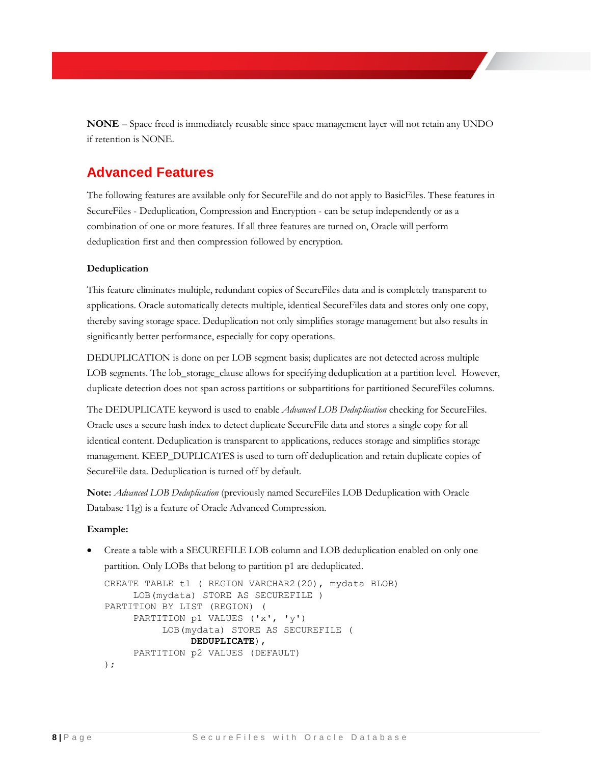**NONE** – Space freed is immediately reusable since space management layer will not retain any UNDO if retention is NONE.

## Advanced Features

The following features are available only for SecureFile and do not apply to BasicFiles. These features in SecureFiles - Deduplication, Compression and Encryption - can be setup independently or as a combination of one or more features. If all three features are turned on, Oracle will perform deduplication first and then compression followed by encryption.

### Deduplication

This feature eliminates multiple, redundant copies of SecureFiles data and is completely transparent to applications. Oracle automatically detects multiple, identical SecureFiles data and stores only one copy, thereby saving storage space. Deduplication not only simplifies storage management but also results in significantly better performance, especially for copy operations.

DEDUPLICATION is done on per LOB segment basis; duplicates are not detected across multiple LOB segments. The lob_storage_clause allows for specifying deduplication at a partition level. However, duplicate detection does not span across partitions or subpartitions for partitioned SecureFiles columns.

The DEDUPLICATE keyword is used to enable *Advanced LOB Deduplication* checking for SecureFiles. Oracle uses a secure hash index to detect duplicate SecureFile data and stores a single copy for all identical content. Deduplication is transparent to applications, reduces storage and simplifies storage management. KEEP_DUPLICATES is used to turn off deduplication and retain duplicate copies of SecureFile data. Deduplication is turned off by default.

**Note:** *Advanced LOB Deduplication* (previously named SecureFiles LOB Deduplication with Oracle Database 11g) is a feature of Oracle Advanced Compression.

**Example:**

- Create a table with a SECUREFILE LOB column and LOB deduplication enabled on only one partition. Only LOBs that belong to partition p1 are deduplicated.

```
CREATE TABLE t1 ( REGION VARCHAR2(20), mydata BLOB)
     LOB(mydata) STORE AS SECUREFILE )
PARTITION BY LIST (REGION) (
     PARTITION p1 VALUES ('x', 'y')
          LOB(mydata) STORE AS SECUREFILE (
               DEDUPLICATE),
     PARTITION p2 VALUES (DEFAULT)
);
```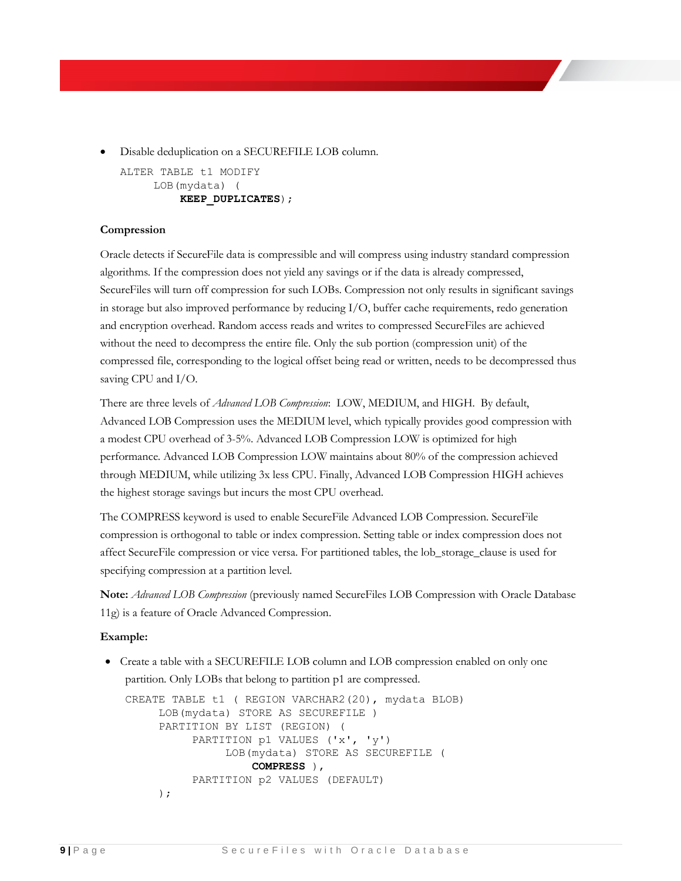- Disable deduplication on a SECUREFILE LOB column.

```
ALTER TABLE t1 MODIFY
     LOB(mydata)  (
         KEEP_DUPLICATES);
```

### Compression

Oracle detects if SecureFile data is compressible and will compress using industry standard compression algorithms. If the compression does not yield any savings or if the data is already compressed, SecureFiles will turn off compression for such LOBs. Compression not only results in significant savings in storage but also improved performance by reducing I/O, buffer cache requirements, redo generation and encryption overhead. Random access reads and writes to compressed SecureFiles are achieved without the need to decompress the entire file. Only the sub portion (compression unit) of the compressed file, corresponding to the logical offset being read or written, needs to be decompressed thus saving CPU and I/O.

There are three levels of *Advanced LOB Compression*: LOW, MEDIUM, and HIGH. By default, Advanced LOB Compression uses the MEDIUM level, which typically provides good compression with a modest CPU overhead of 3-5%. Advanced LOB Compression LOW is optimized for high performance. Advanced LOB Compression LOW maintains about 80% of the compression achieved through MEDIUM, while utilizing 3x less CPU. Finally, Advanced LOB Compression HIGH achieves the highest storage savings but incurs the most CPU overhead.

The COMPRESS keyword is used to enable SecureFile Advanced LOB Compression. SecureFile compression is orthogonal to table or index compression. Setting table or index compression does not affect SecureFile compression or vice versa. For partitioned tables, the lob_storage_clause is used for specifying compression at a partition level.

**Note:** *Advanced LOB Compression* (previously named SecureFiles LOB Compression with Oracle Database 11g) is a feature of Oracle Advanced Compression.

**Example:**

- Create a table with a SECUREFILE LOB column and LOB compression enabled on only one partition. Only LOBs that belong to partition p1 are compressed.

```
CREATE TABLE t1 ( REGION VARCHAR2(20), mydata BLOB)
     LOB(mydata) STORE AS SECUREFILE )
     PARTITION BY LIST (REGION) (
          PARTITION p1 VALUES ('x', 'y')
               LOB(mydata) STORE AS SECUREFILE (
                   COMPRESS ),
          PARTITION p2 VALUES (DEFAULT)
     );
```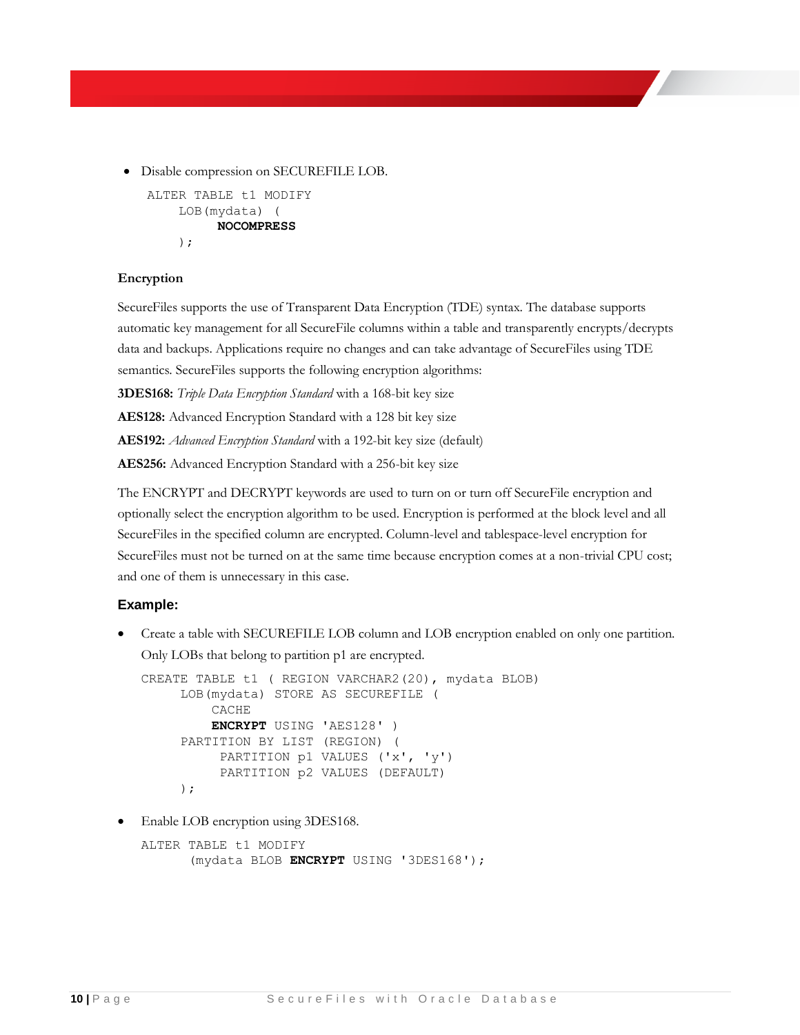- Disable compression on SECUREFILE LOB.

```
ALTER TABLE t1 MODIFY
    LOB(mydata) (
        NOCOMPRESS
    );
```

### Encryption

SecureFiles supports the use of Transparent Data Encryption (TDE) syntax. The database supports automatic key management for all SecureFile columns within a table and transparently encrypts/decrypts data and backups. Applications require no changes and can take advantage of SecureFiles using TDE semantics. SecureFiles supports the following encryption algorithms:

**3DES168:** *Triple Data Encryption Standard* with a 168-bit key size

**AES128:** Advanced Encryption Standard with a 128 bit key size

**AES192:** *Advanced Encryption Standard* with a 192-bit key size (default)

**AES256:** Advanced Encryption Standard with a 256-bit key size

The ENCRYPT and DECRYPT keywords are used to turn on or turn off SecureFile encryption and optionally select the encryption algorithm to be used. Encryption is performed at the block level and all SecureFiles in the specified column are encrypted. Column-level and tablespace-level encryption for SecureFiles must not be turned on at the same time because encryption comes at a non-trivial CPU cost; and one of them is unnecessary in this case.

#### Example:

- Create a table with SECUREFILE LOB column and LOB encryption enabled on only one partition. Only LOBs that belong to partition p1 are encrypted.

```
CREATE TABLE t1 ( REGION VARCHAR2(20), mydata BLOB)
     LOB(mydata) STORE AS SECUREFILE (
         CACHE
         ENCRYPT USING 'AES128' )
     PARTITION BY LIST (REGION) (
          PARTITION p1 VALUES ('x', 'y')
          PARTITION p2 VALUES (DEFAULT)
     );
```

- Enable LOB encryption using 3DES168.

```
ALTER TABLE t1 MODIFY
      (mydata BLOB ENCRYPT USING '3DES168');
```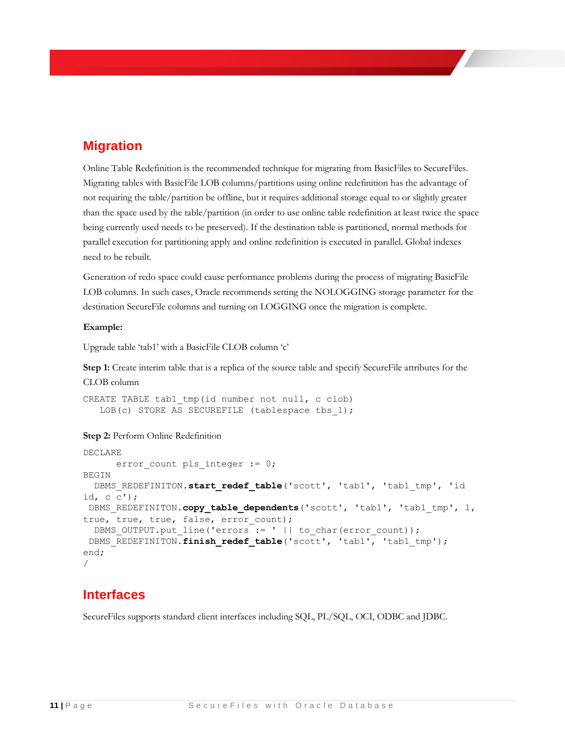## Migration

Online Table Redefinition is the recommended technique for migrating from BasicFiles to SecureFiles. Migrating tables with BasicFile LOB columns/partitions using online redefinition has the advantage of not requiring the table/partition be offline, but it requires additional storage equal to or slightly greater than the space used by the table/partition (in order to use online table redefinition at least twice the space being currently used needs to be preserved). If the destination table is partitioned, normal methods for parallel execution for partitioning apply and online redefinition is executed in parallel. Global indexes need to be rebuilt.

Generation of redo space could cause performance problems during the process of migrating BasicFile LOB columns. In such cases, Oracle recommends setting the NOLOGGING storage parameter for the destination SecureFile columns and turning on LOGGING once the migration is complete.

**Example:**

Upgrade table 'tab1' with a BasicFile CLOB column 'c'

**Step 1:** Create interim table that is a replica of the source table and specify SecureFile attributes for the CLOB column

```
CREATE TABLE tab1_tmp(id number not null, c clob)
   LOB(c) STORE AS SECUREFILE (tablespace tbs_1);
```

**Step 2:** Perform Online Redefinition

```
DECLARE
      error_count pls_integer := 0;
BEGIN
  DBMS_REDEFINITON.start_redef_table('scott', 'tab1', 'tab1_tmp', 'id
id, c c');
 DBMS_REDEFINITON.copy_table_dependents('scott', 'tab1', 'tab1_tmp', 1,
true, true, true, false, error_count);
  DBMS_OUTPUT.put_line('errors := ' || to_char(error_count));
 DBMS_REDEFINITON.finish_redef_table('scott', 'tab1', 'tab1_tmp');
end;
/
```

## Interfaces

SecureFiles supports standard client interfaces including SQL, PL/SQL, OCI, ODBC and JDBC.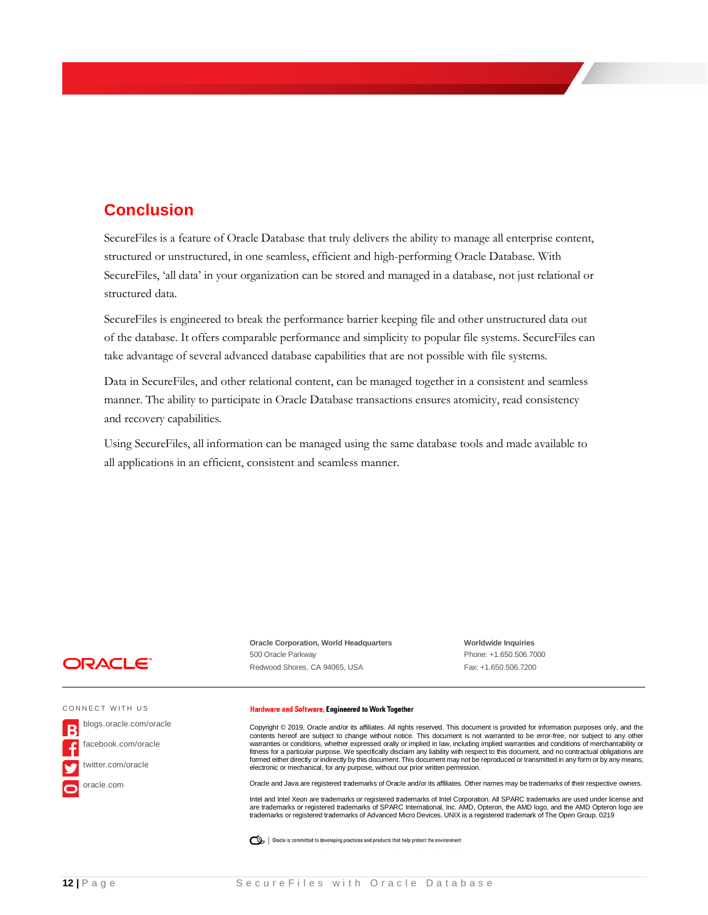## Conclusion

SecureFiles is a feature of Oracle Database that truly delivers the ability to manage all enterprise content, structured or unstructured, in one seamless, efficient and high-performing Oracle Database. With SecureFiles, 'all data' in your organization can be stored and managed in a database, not just relational or structured data.

SecureFiles is engineered to break the performance barrier keeping file and other unstructured data out of the database. It offers comparable performance and simplicity to popular file systems. SecureFiles can take advantage of several advanced database capabilities that are not possible with file systems.

Data in SecureFiles, and other relational content, can be managed together in a consistent and seamless manner. The ability to participate in Oracle Database transactions ensures atomicity, read consistency and recovery capabilities.

Using SecureFiles, all information can be managed using the same database tools and made available to all applications in an efficient, consistent and seamless manner.

ORACLE

**Oracle Corporation, World Headquarters**
500 Oracle Parkway
Redwood Shores, CA 94065, USA

**Worldwide Inquiries**
Phone: +1.650.506.7000
Fax: +1.650.506.7200

CONNECT WITH US

blogs.oracle.com/oracle
facebook.com/oracle
twitter.com/oracle
oracle.com

**Hardware and Software, Engineered to Work Together**

Copyright © 2019, Oracle and/or its affiliates. All rights reserved. This document is provided for information purposes only, and the contents hereof are subject to change without notice. This document is not warranted to be error-free, nor subject to any other warranties or conditions, whether expressed orally or implied in law, including implied warranties and conditions of merchantability or fitness for a particular purpose. We specifically disclaim any liability with respect to this document, and no contractual obligations are formed either directly or indirectly by this document. This document may not be reproduced or transmitted in any form or by any means, electronic or mechanical, for any purpose, without our prior written permission.

Oracle and Java are registered trademarks of Oracle and/or its affiliates. Other names may be trademarks of their respective owners.

Intel and Intel Xeon are trademarks or registered trademarks of Intel Corporation. All SPARC trademarks are used under license and are trademarks or registered trademarks of SPARC International, Inc. AMD, Opteron, the AMD logo, and the AMD Opteron logo are trademarks or registered trademarks of Advanced Micro Devices. UNIX is a registered trademark of The Open Group. 0219

Oracle is committed to developing practices and products that help protect the environment